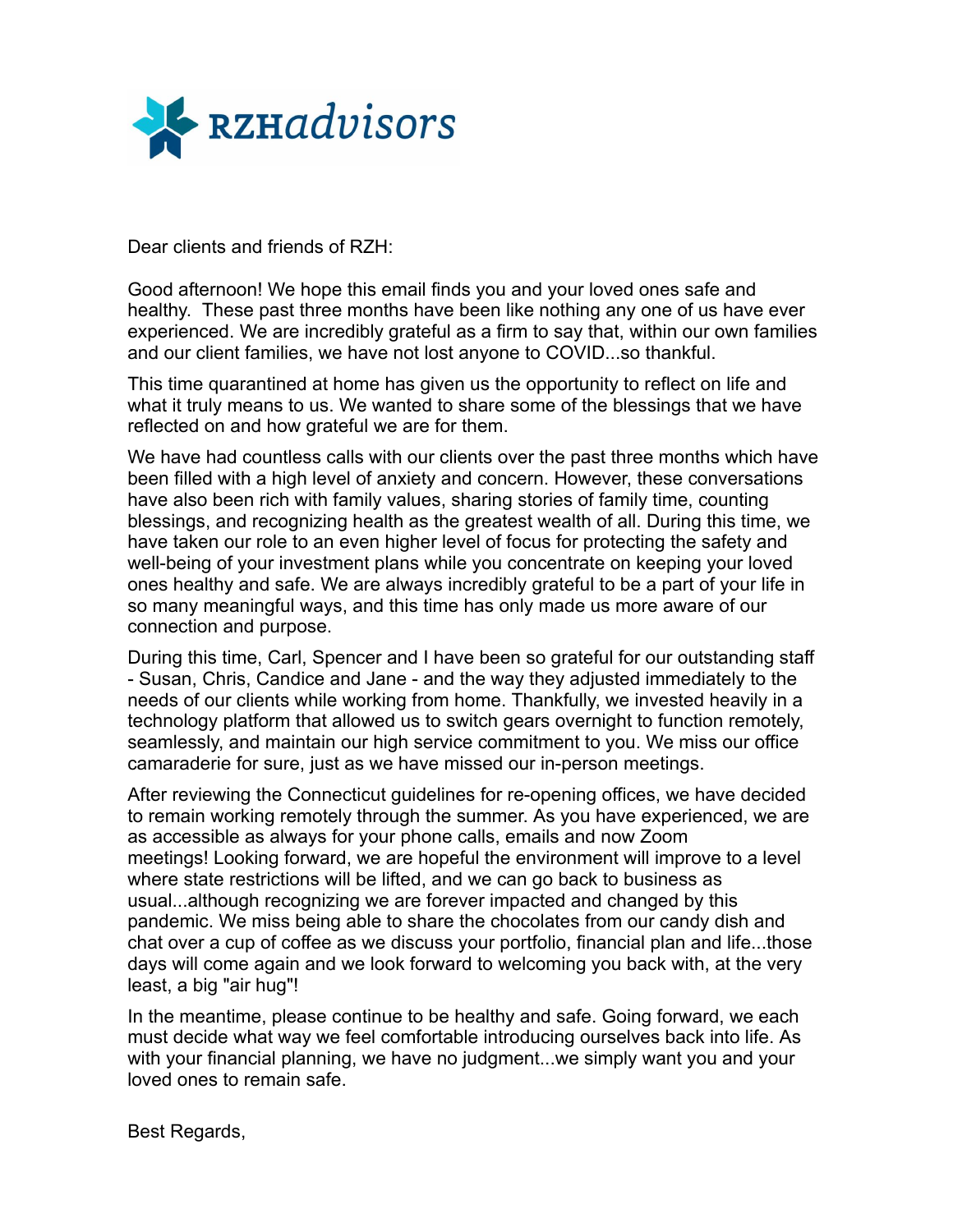RZHadvisors

Dear clients and friends of RZH:

Good afternoon! We hope this email finds you and your loved ones safe and healthy. These past three months have been like nothing any one of us have ever experienced. We are incredibly grateful as a firm to say that, within our own families and our client families, we have not lost anyone to COVID...so thankful.

This time quarantined at home has given us the opportunity to reflect on life and what it truly means to us. We wanted to share some of the blessings that we have reflected on and how grateful we are for them.

We have had countless calls with our clients over the past three months which have been filled with a high level of anxiety and concern. However, these conversations have also been rich with family values, sharing stories of family time, counting blessings, and recognizing health as the greatest wealth of all. During this time, we have taken our role to an even higher level of focus for protecting the safety and well-being of your investment plans while you concentrate on keeping your loved ones healthy and safe. We are always incredibly grateful to be a part of your life in so many meaningful ways, and this time has only made us more aware of our connection and purpose.

During this time, Carl, Spencer and I have been so grateful for our outstanding staff - Susan, Chris, Candice and Jane - and the way they adjusted immediately to the needs of our clients while working from home. Thankfully, we invested heavily in a technology platform that allowed us to switch gears overnight to function remotely, seamlessly, and maintain our high service commitment to you. We miss our office camaraderie for sure, just as we have missed our in-person meetings.

After reviewing the Connecticut guidelines for re-opening offices, we have decided to remain working remotely through the summer. As you have experienced, we are as accessible as always for your phone calls, emails and now Zoom meetings! Looking forward, we are hopeful the environment will improve to a level where state restrictions will be lifted, and we can go back to business as usual...although recognizing we are forever impacted and changed by this pandemic. We miss being able to share the chocolates from our candy dish and chat over a cup of coffee as we discuss your portfolio, financial plan and life...those days will come again and we look forward to welcoming you back with, at the very least, a big "air hug"!

In the meantime, please continue to be healthy and safe. Going forward, we each must decide what way we feel comfortable introducing ourselves back into life. As with your financial planning, we have no judgment...we simply want you and your loved ones to remain safe.

Best Regards,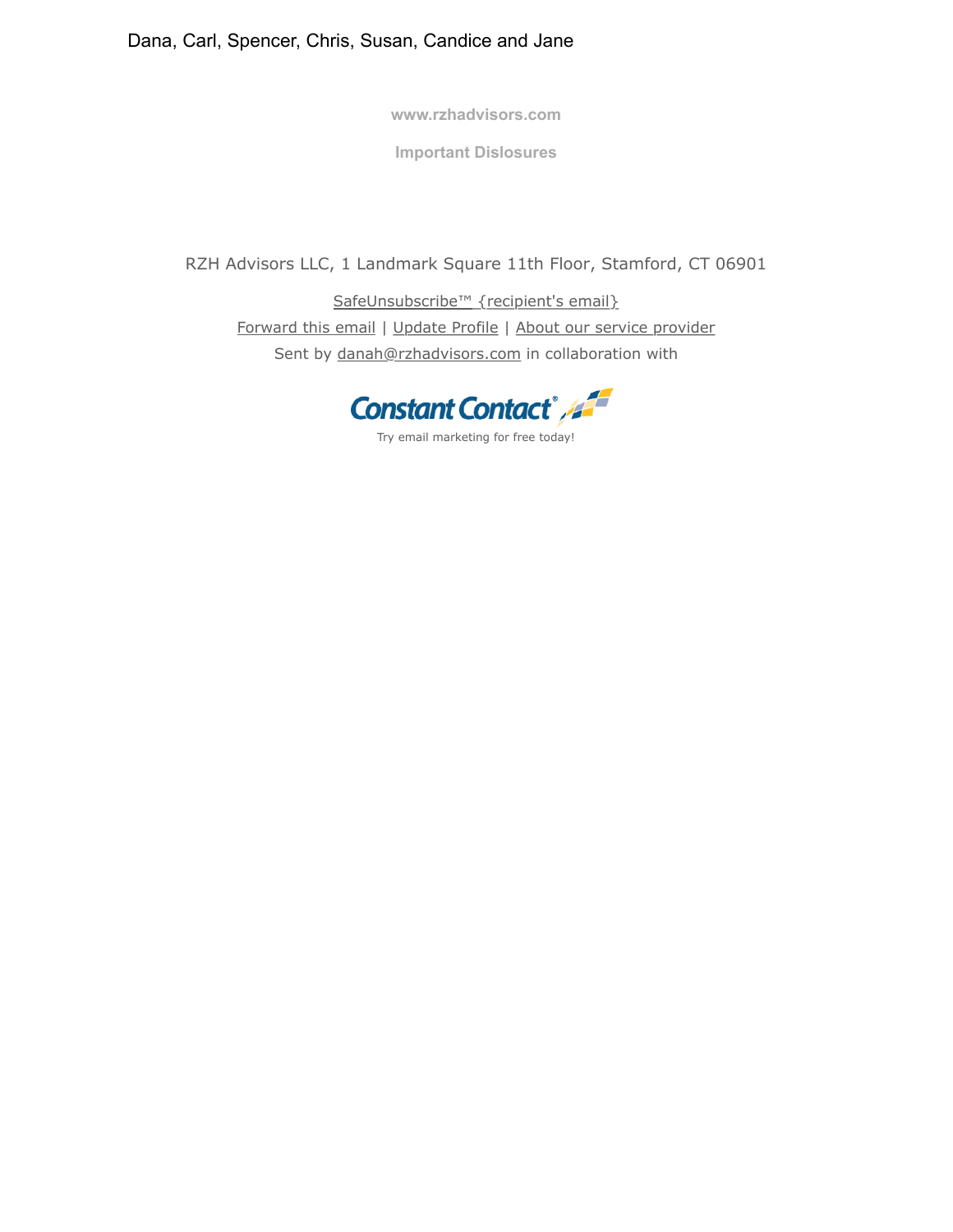Dana, Carl, Spencer, Chris, Susan, Candice and Jane

www.rzhadvisors.com

Important Dislosures

RZH Advisors LLC, 1 Landmark Square 11th Floor, Stamford, CT 06901

SafeUnsubscribe™ {recipient's email}

Forward this email | Update Profile | About our service provider

Sent by danah@rzhadvisors.com in collaboration with

Constant Contact®

Try email marketing for free today!